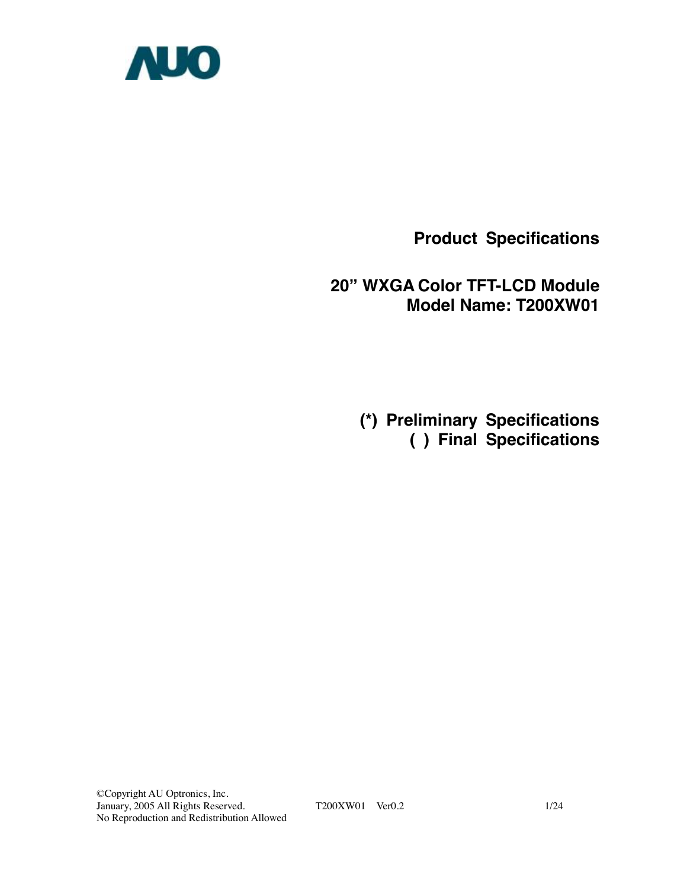AUO

# Product Specifications

## 20" WXGA Color TFT-LCD Module
## Model Name: T200XW01

**(*) Preliminary Specifications**
**( ) Final Specifications**

©Copyright AU Optronics, Inc.
January, 2005 All Rights Reserved.
No Reproduction and Redistribution Allowed

T200XW01 Ver0.2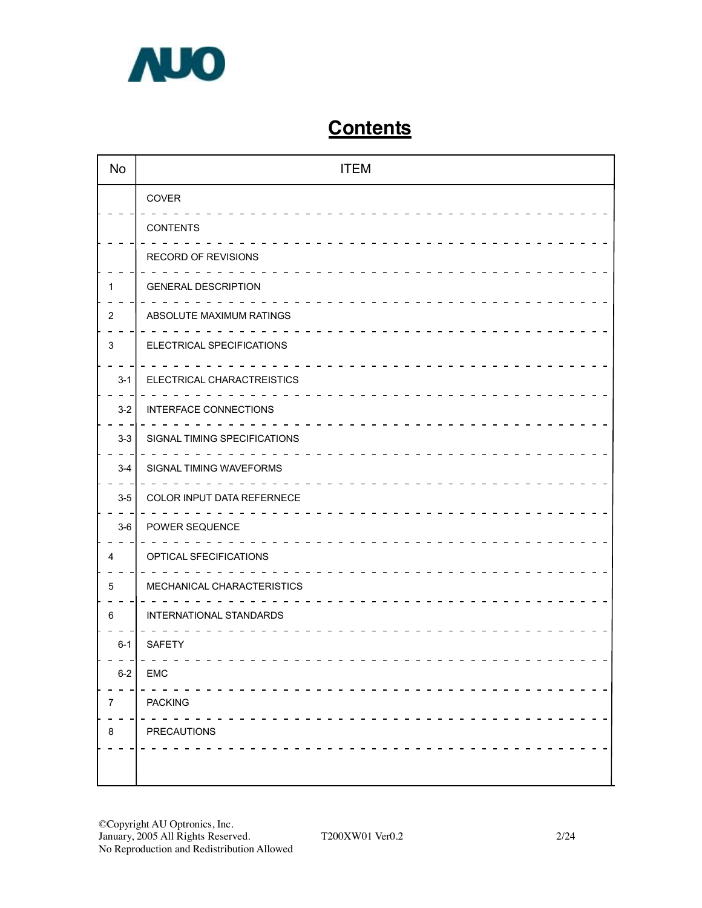# Contents

| No | ITEM |
|---|---|
| | COVER |
| | CONTENTS |
| | RECORD OF REVISIONS |
| 1 | GENERAL DESCRIPTION |
| 2 | ABSOLUTE MAXIMUM RATINGS |
| 3 | ELECTRICAL SPECIFICATIONS |
| 3-1 | ELECTRICAL CHARACTREISTICS |
| 3-2 | INTERFACE CONNECTIONS |
| 3-3 | SIGNAL TIMING SPECIFICATIONS |
| 3-4 | SIGNAL TIMING WAVEFORMS |
| 3-5 | COLOR INPUT DATA REFERNECE |
| 3-6 | POWER SEQUENCE |
| 4 | OPTICAL SFECIFICATIONS |
| 5 | MECHANICAL CHARACTERISTICS |
| 6 | INTERNATIONAL STANDARDS |
| 6-1 | SAFETY |
| 6-2 | EMC |
| 7 | PACKING |
| 8 | PRECAUTIONS |
| | |

©Copyright AU Optronics, Inc.
January, 2005 All Rights Reserved.
No Reproduction and Redistribution Allowed

T200XW01 Ver0.2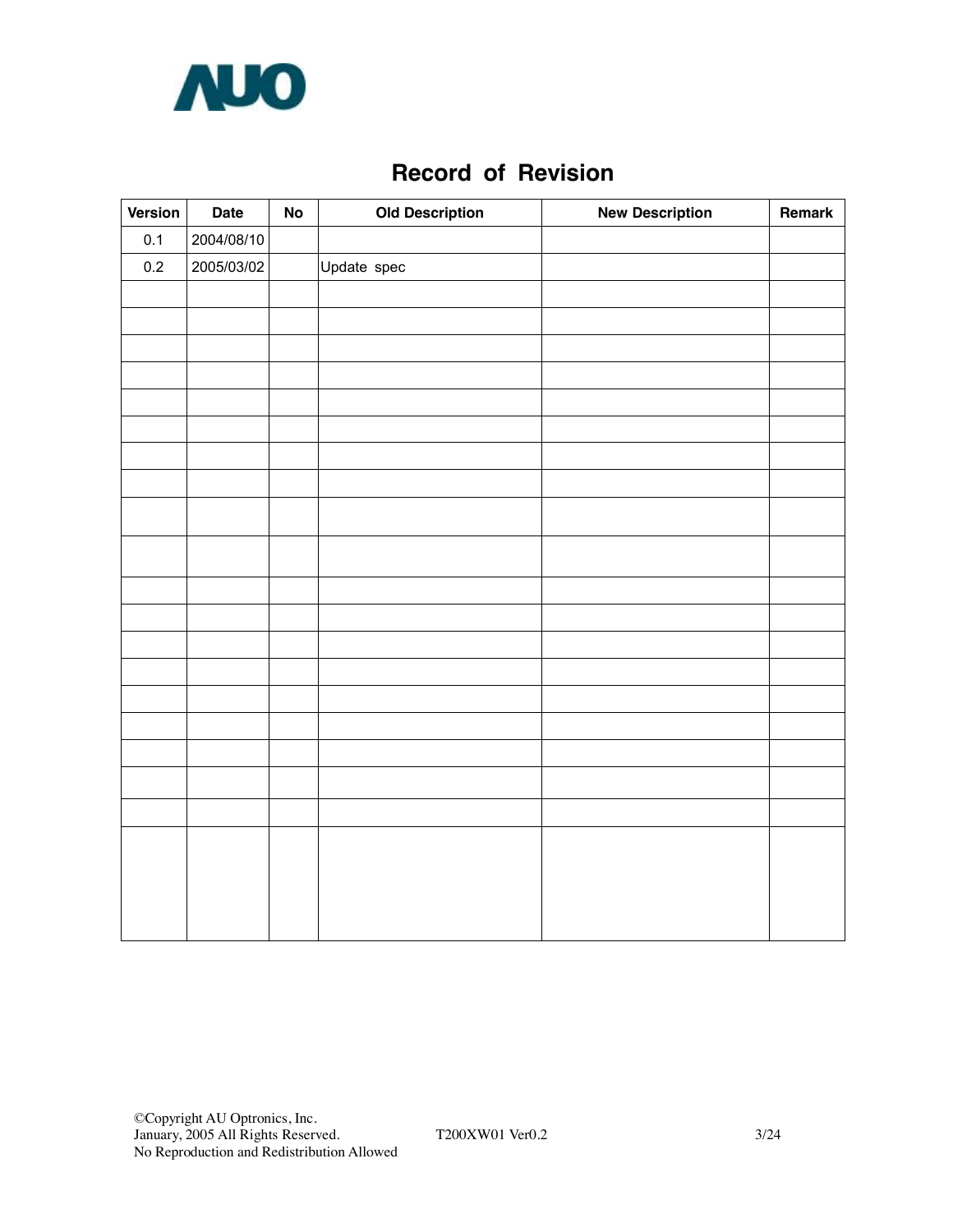# Record of Revision

| Version | Date | No | Old Description | New Description | Remark |
|---|---|---|---|---|---|
| 0.1 | 2004/08/10 | | | | |
| 0.2 | 2005/03/02 | | Update spec | | |
| | | | | | |
| | | | | | |
| | | | | | |
| | | | | | |
| | | | | | |
| | | | | | |
| | | | | | |
| | | | | | |
| | | | | | |
| | | | | | |
| | | | | | |
| | | | | | |
| | | | | | |
| | | | | | |
| | | | | | |
| | | | | | |
| | | | | | |
| | | | | | |
| | | | | | |
| | | | | | |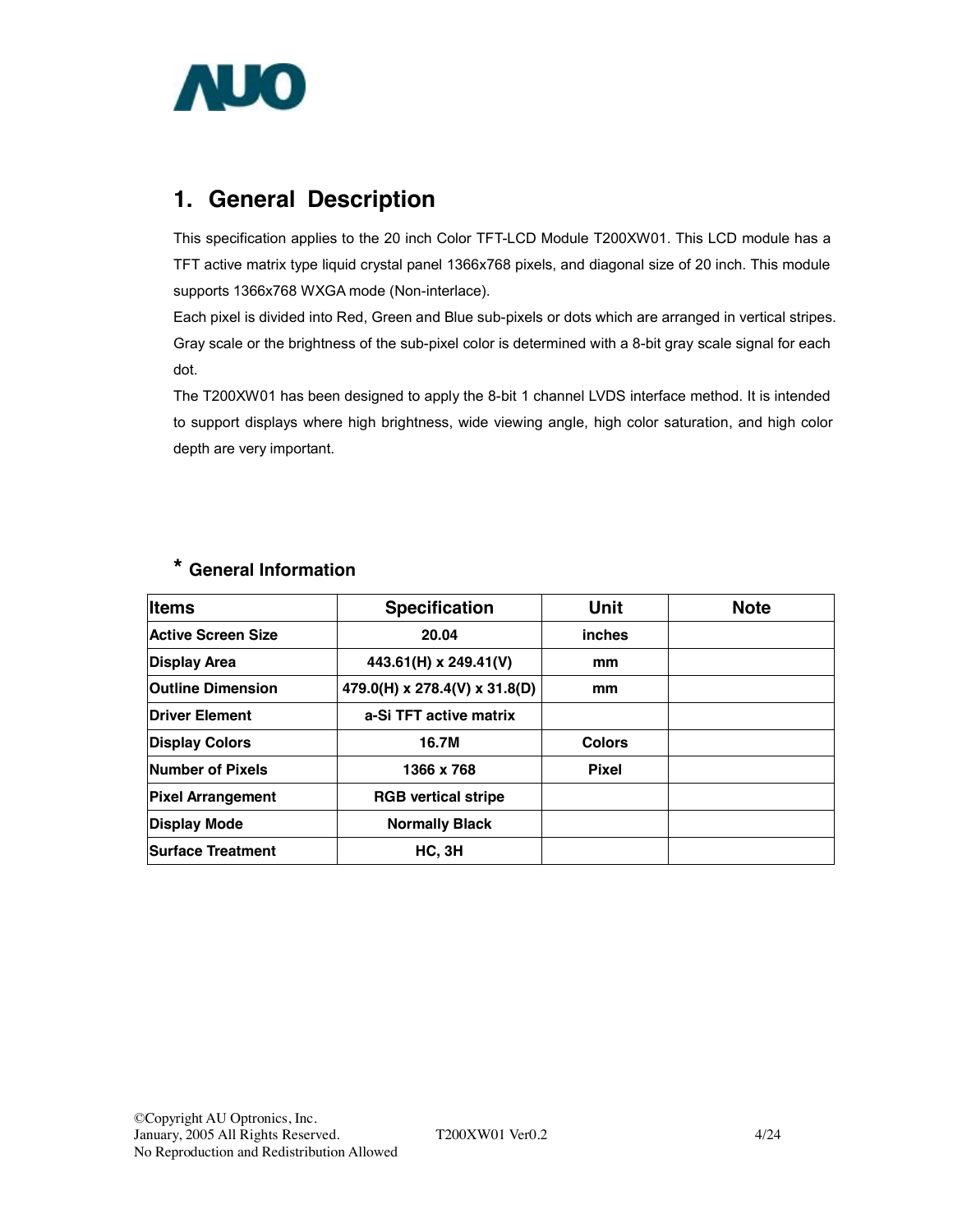# 1. General Description

This specification applies to the 20 inch Color TFT-LCD Module T200XW01. This LCD module has a TFT active matrix type liquid crystal panel 1366x768 pixels, and diagonal size of 20 inch. This module supports 1366x768 WXGA mode (Non-interlace).

Each pixel is divided into Red, Green and Blue sub-pixels or dots which are arranged in vertical stripes. Gray scale or the brightness of the sub-pixel color is determined with a 8-bit gray scale signal for each dot.

The T200XW01 has been designed to apply the 8-bit 1 channel LVDS interface method. It is intended to support displays where high brightness, wide viewing angle, high color saturation, and high color depth are very important.

## * General Information

| Items | Specification | Unit | Note |
|---|---|---|---|
| Active Screen Size | 20.04 | inches | |
| Display Area | 443.61(H) x 249.41(V) | mm | |
| Outline Dimension | 479.0(H) x 278.4(V) x 31.8(D) | mm | |
| Driver Element | a-Si TFT active matrix | | |
| Display Colors | 16.7M | Colors | |
| Number of Pixels | 1366 x 768 | Pixel | |
| Pixel Arrangement | RGB vertical stripe | | |
| Display Mode | Normally Black | | |
| Surface Treatment | HC, 3H | | |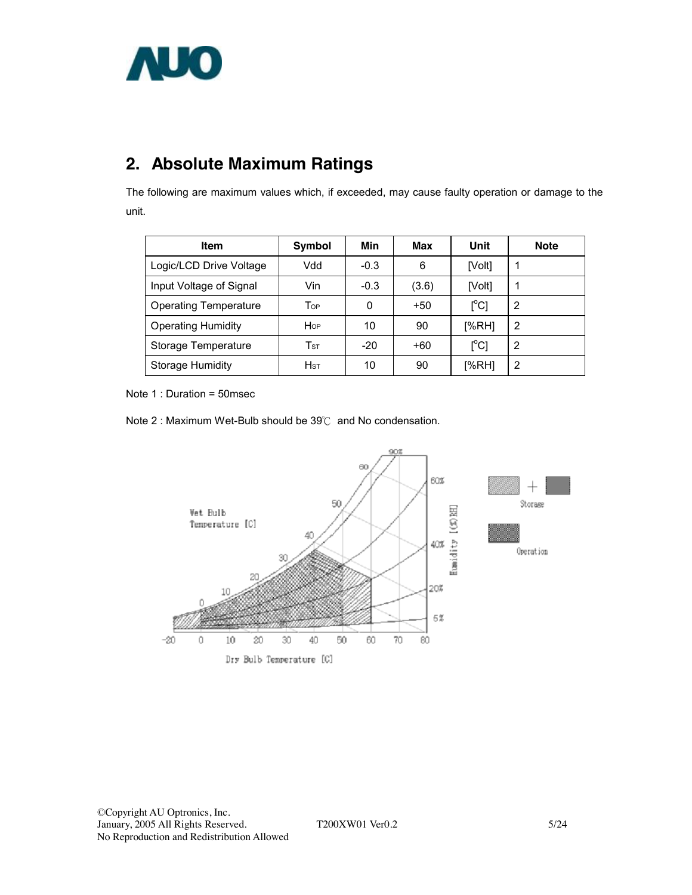## 2. Absolute Maximum Ratings

The following are maximum values which, if exceeded, may cause faulty operation or damage to the unit.

| Item | Symbol | Min | Max | Unit | Note |
|---|---|---|---|---|---|
| Logic/LCD Drive Voltage | Vdd | -0.3 | 6 | [Volt] | 1 |
| Input Voltage of Signal | Vin | -0.3 | (3.6) | [Volt] | 1 |
| Operating Temperature | $T_{OP}$ | 0 | +50 | [°C] | 2 |
| Operating Humidity | $H_{OP}$ | 10 | 90 | [%RH] | 2 |
| Storage Temperature | $T_{ST}$ | -20 | +60 | [°C] | 2 |
| Storage Humidity | $H_{ST}$ | 10 | 90 | [%RH] | 2 |

Note 1 : Duration = 50msec

Note 2 : Maximum Wet-Bulb should be 39℃ and No condensation.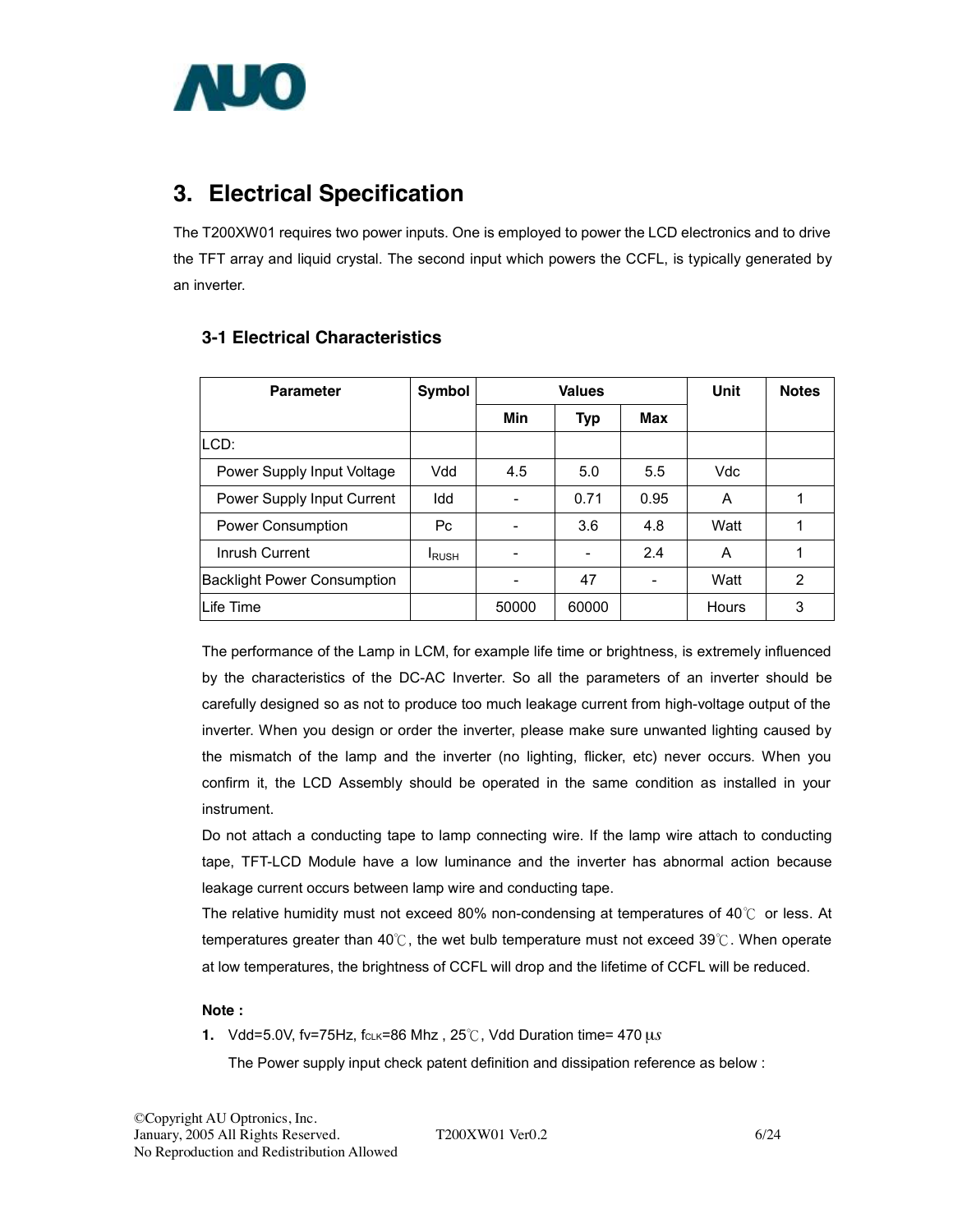# 3. Electrical Specification

The T200XW01 requires two power inputs. One is employed to power the LCD electronics and to drive the TFT array and liquid crystal. The second input which powers the CCFL, is typically generated by an inverter.

## 3-1 Electrical Characteristics

| Parameter | Symbol | Values | | | Unit | Notes |
|---|---|---|---|---|---|---|
| | | Min | Typ | Max | | |
| LCD: | | | | | | |
| Power Supply Input Voltage | Vdd | 4.5 | 5.0 | 5.5 | Vdc | |
| Power Supply Input Current | Idd | - | 0.71 | 0.95 | A | 1 |
| Power Consumption | Pc | - | 3.6 | 4.8 | Watt | 1 |
| Inrush Current | $I_{RUSH}$ | - | - | 2.4 | A | 1 |
| Backlight Power Consumption | | - | 47 | - | Watt | 2 |
| Life Time | | 50000 | 60000 | | Hours | 3 |

The performance of the Lamp in LCM, for example life time or brightness, is extremely influenced by the characteristics of the DC-AC Inverter. So all the parameters of an inverter should be carefully designed so as not to produce too much leakage current from high-voltage output of the inverter. When you design or order the inverter, please make sure unwanted lighting caused by the mismatch of the lamp and the inverter (no lighting, flicker, etc) never occurs. When you confirm it, the LCD Assembly should be operated in the same condition as installed in your instrument.

Do not attach a conducting tape to lamp connecting wire. If the lamp wire attach to conducting tape, TFT-LCD Module have a low luminance and the inverter has abnormal action because leakage current occurs between lamp wire and conducting tape.

The relative humidity must not exceed 80% non-condensing at temperatures of 40℃ or less. At temperatures greater than 40℃, the wet bulb temperature must not exceed 39℃. When operate at low temperatures, the brightness of CCFL will drop and the lifetime of CCFL will be reduced.

**Note :**

1. Vdd=5.0V, fv=75Hz, $f_{CLK}$=86 Mhz , 25℃, Vdd Duration time= 470 $\mu s$

   The Power supply input check patent definition and dissipation reference as below :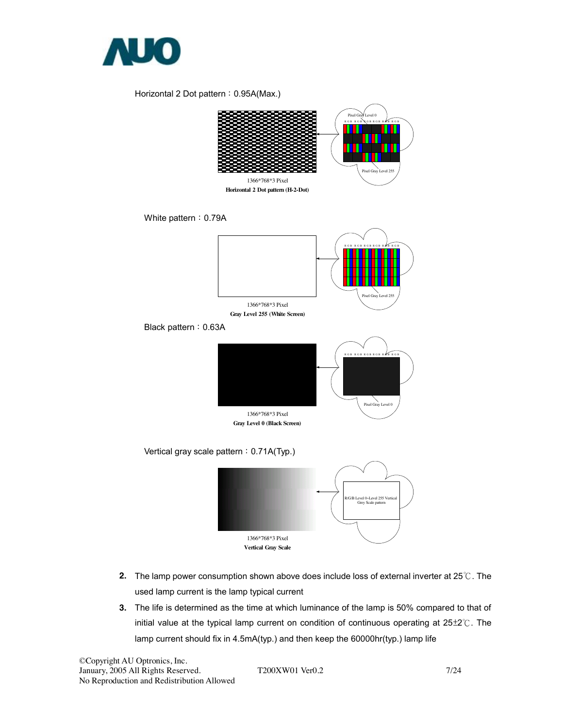Horizontal 2 Dot pattern：0.95A(Max.)

Pixel Gray Level 0

Pixel Gray Level 255

1366*768*3 Pixel

**Horizontal 2 Dot pattern (H-2-Dot)**

White pattern：0.79A

Pixel Gray Level 255

1366*768*3 Pixel

**Gray Level 255 (White Screen)**

Black pattern：0.63A

Pixel Gray Level 0

1366*768*3 Pixel

**Gray Level 0 (Black Screen)**

Vertical gray scale pattern：0.71A(Typ.)

R/G/B Level 0~Level 255 Vertical Grey Scale pattern

1366*768*3 Pixel

**Vertical Gray Scale**

2. The lamp power consumption shown above does include loss of external inverter at 25℃. The used lamp current is the lamp typical current

3. The life is determined as the time at which luminance of the lamp is 50% compared to that of initial value at the typical lamp current on condition of continuous operating at 25±2℃. The lamp current should fix in 4.5mA(typ.) and then keep the 60000hr(typ.) lamp life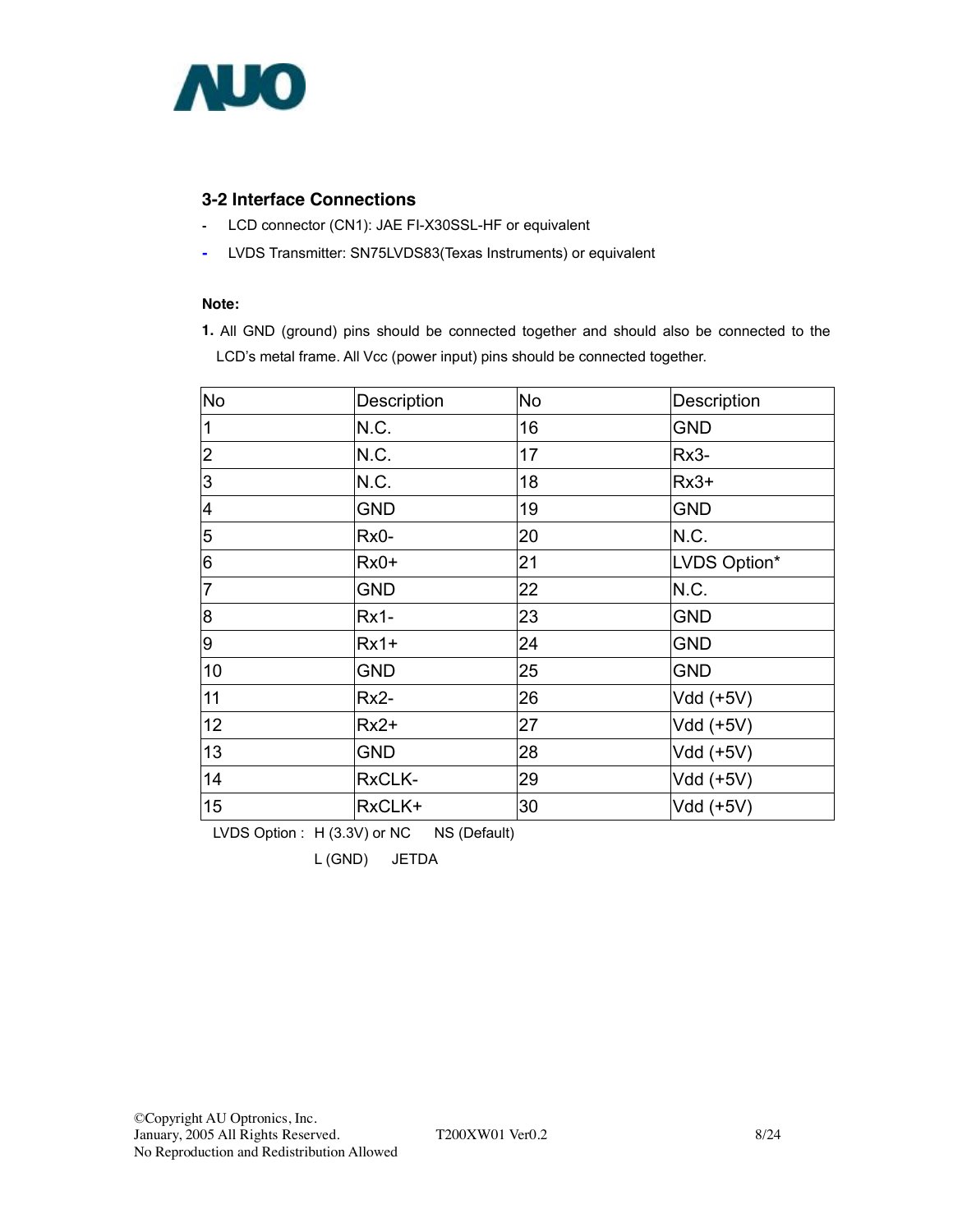## 3-2 Interface Connections

- LCD connector (CN1): JAE FI-X30SSL-HF or equivalent
- LVDS Transmitter: SN75LVDS83(Texas Instruments) or equivalent

**Note:**

**1.** All GND (ground) pins should be connected together and should also be connected to the LCD's metal frame. All Vcc (power input) pins should be connected together.

| No | Description | No | Description |
|---|---|---|---|
| 1 | N.C. | 16 | GND |
| 2 | N.C. | 17 | Rx3- |
| 3 | N.C. | 18 | Rx3+ |
| 4 | GND | 19 | GND |
| 5 | Rx0- | 20 | N.C. |
| 6 | Rx0+ | 21 | LVDS Option* |
| 7 | GND | 22 | N.C. |
| 8 | Rx1- | 23 | GND |
| 9 | Rx1+ | 24 | GND |
| 10 | GND | 25 | GND |
| 11 | Rx2- | 26 | Vdd (+5V) |
| 12 | Rx2+ | 27 | Vdd (+5V) |
| 13 | GND | 28 | Vdd (+5V) |
| 14 | RxCLK- | 29 | Vdd (+5V) |
| 15 | RxCLK+ | 30 | Vdd (+5V) |

LVDS Option : H (3.3V) or NC NS (Default)

L (GND) JETDA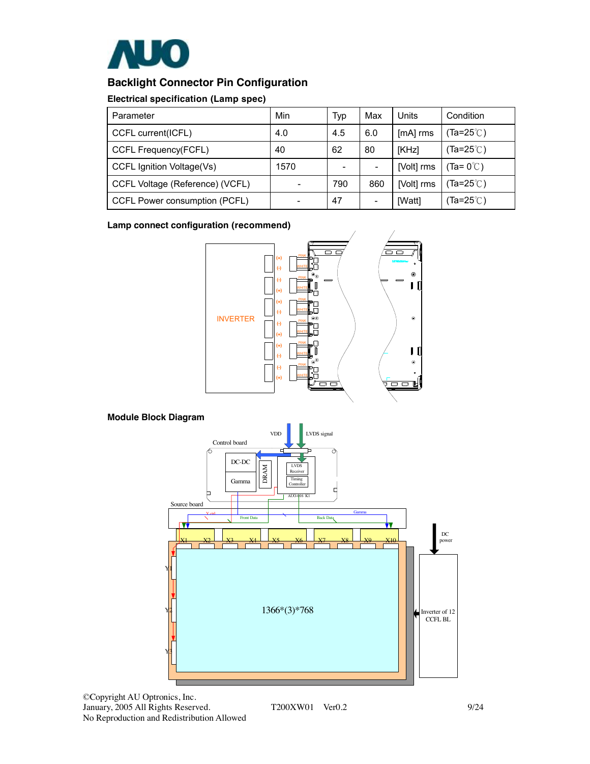## Backlight Connector Pin Configuration

### Electrical specification (Lamp spec)

| Parameter | Min | Typ | Max | Units | Condition |
|---|---|---|---|---|---|
| CCFL current(ICFL) | 4.0 | 4.5 | 6.0 | [mA] rms | (Ta=25℃) |
| CCFL Frequency(FCFL) | 40 | 62 | 80 | [KHz] | (Ta=25℃) |
| CCFL Ignition Voltage(Vs) | 1570 | - | - | [Volt] rms | (Ta= 0℃) |
| CCFL Voltage (Reference) (VCFL) | - | 790 | 860 | [Volt] rms | (Ta=25℃) |
| CCFL Power consumption (PCFL) | - | 47 | - | [Watt] | (Ta=25℃) |

### Lamp connect configuration (recommend)

### Module Block Diagram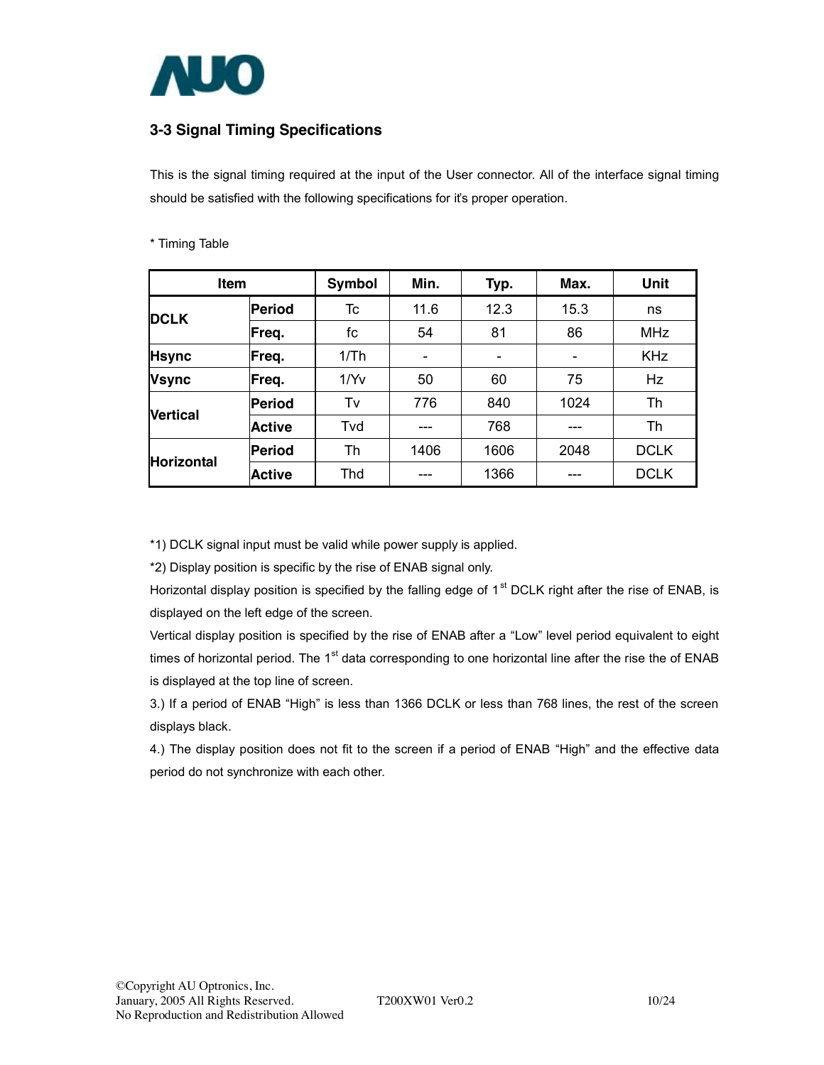## 3-3 Signal Timing Specifications

This is the signal timing required at the input of the User connector. All of the interface signal timing should be satisfied with the following specifications for it's proper operation.

* Timing Table

| Item | | Symbol | Min. | Typ. | Max. | Unit |
|---|---|---|---|---|---|---|
| **DCLK** | **Period** | Tc | 11.6 | 12.3 | 15.3 | ns |
| | **Freq.** | fc | 54 | 81 | 86 | MHz |
| **Hsync** | **Freq.** | 1/Th | - | - | - | KHz |
| **Vsync** | **Freq.** | 1/Yv | 50 | 60 | 75 | Hz |
| **Vertical** | **Period** | Tv | 776 | 840 | 1024 | Th |
| | **Active** | Tvd | --- | 768 | --- | Th |
| **Horizontal** | **Period** | Th | 1406 | 1606 | 2048 | DCLK |
| | **Active** | Thd | --- | 1366 | --- | DCLK |

*1) DCLK signal input must be valid while power supply is applied.

*2) Display position is specific by the rise of ENAB signal only.

Horizontal display position is specified by the falling edge of 1st DCLK right after the rise of ENAB, is displayed on the left edge of the screen.

Vertical display position is specified by the rise of ENAB after a "Low" level period equivalent to eight times of horizontal period. The 1st data corresponding to one horizontal line after the rise the of ENAB is displayed at the top line of screen.

3.) If a period of ENAB "High" is less than 1366 DCLK or less than 768 lines, the rest of the screen displays black.

4.) The display position does not fit to the screen if a period of ENAB "High" and the effective data period do not synchronize with each other.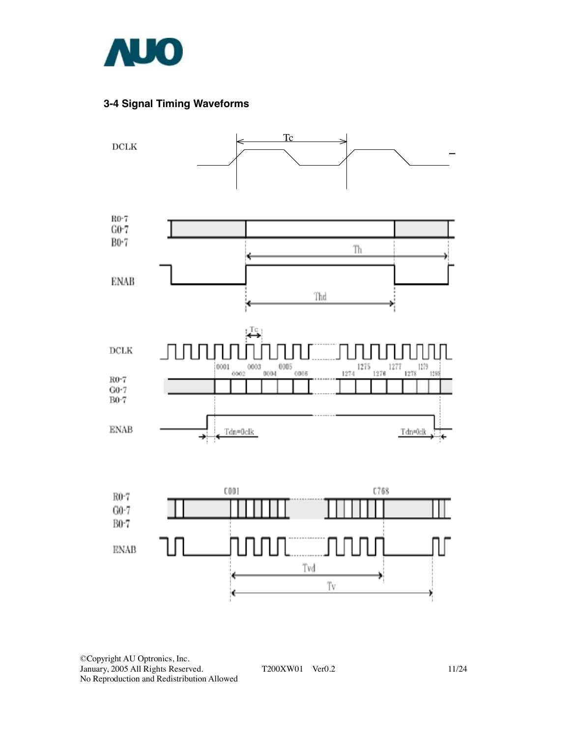## 3-4 Signal Timing Waveforms

DCLK

Tc

R0-7
G0-7
B0-7

Th

ENAB

Thd

DCLK

Tc

0001 0002 0003 0004 0005 0006 1274 1275 1276 1277 1278 1279 1280

R0-7
G0-7
B0-7

ENAB

Tdn=0clk

Tdn=0clk

R0-7
G0-7
B0-7

C001

C768

ENAB

Tvd

Tv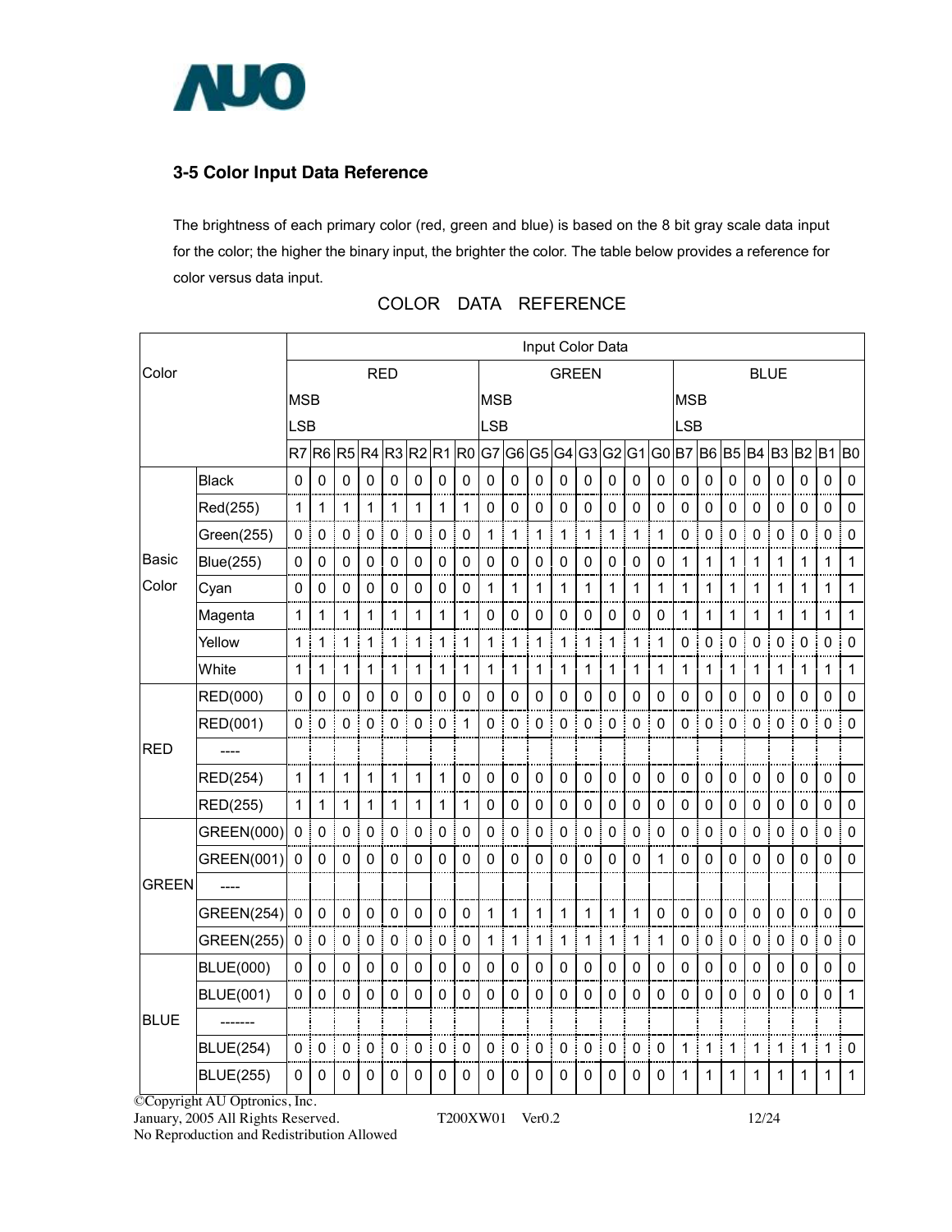## 3-5 Color Input Data Reference

The brightness of each primary color (red, green and blue) is based on the 8 bit gray scale data input for the color; the higher the binary input, the brighter the color. The table below provides a reference for color versus data input.

COLOR DATA REFERENCE

| Color | | Input Color Data | | | | | | | | | | | | | | | | | | | | | | | |
|---|---|---|---|---|---|---|---|---|---|---|---|---|---|---|---|---|---|---|---|---|---|---|---|---|---|
| | | RED MSB LSB | | | | | | | | GREEN MSB LSB | | | | | | | | BLUE MSB LSB | | | | | | | |
| | | R7 | R6 | R5 | R4 | R3 | R2 | R1 | R0 | G7 | G6 | G5 | G4 | G3 | G2 | G1 | G0 | B7 | B6 | B5 | B4 | B3 | B2 | B1 | B0 |
| Basic Color | Black | 0 | 0 | 0 | 0 | 0 | 0 | 0 | 0 | 0 | 0 | 0 | 0 | 0 | 0 | 0 | 0 | 0 | 0 | 0 | 0 | 0 | 0 | 0 | 0 |
| | Red(255) | 1 | 1 | 1 | 1 | 1 | 1 | 1 | 1 | 0 | 0 | 0 | 0 | 0 | 0 | 0 | 0 | 0 | 0 | 0 | 0 | 0 | 0 | 0 | 0 |
| | Green(255) | 0 | 0 | 0 | 0 | 0 | 0 | 0 | 0 | 1 | 1 | 1 | 1 | 1 | 1 | 1 | 1 | 0 | 0 | 0 | 0 | 0 | 0 | 0 | 0 |
| | Blue(255) | 0 | 0 | 0 | 0 | 0 | 0 | 0 | 0 | 0 | 0 | 0 | 0 | 0 | 0 | 0 | 0 | 1 | 1 | 1 | 1 | 1 | 1 | 1 | 1 |
| | Cyan | 0 | 0 | 0 | 0 | 0 | 0 | 0 | 0 | 1 | 1 | 1 | 1 | 1 | 1 | 1 | 1 | 1 | 1 | 1 | 1 | 1 | 1 | 1 | 1 |
| | Magenta | 1 | 1 | 1 | 1 | 1 | 1 | 1 | 1 | 0 | 0 | 0 | 0 | 0 | 0 | 0 | 0 | 1 | 1 | 1 | 1 | 1 | 1 | 1 | 1 |
| | Yellow | 1 | 1 | 1 | 1 | 1 | 1 | 1 | 1 | 1 | 1 | 1 | 1 | 1 | 1 | 1 | 1 | 0 | 0 | 0 | 0 | 0 | 0 | 0 | 0 |
| | White | 1 | 1 | 1 | 1 | 1 | 1 | 1 | 1 | 1 | 1 | 1 | 1 | 1 | 1 | 1 | 1 | 1 | 1 | 1 | 1 | 1 | 1 | 1 | 1 |
| RED | RED(000) | 0 | 0 | 0 | 0 | 0 | 0 | 0 | 0 | 0 | 0 | 0 | 0 | 0 | 0 | 0 | 0 | 0 | 0 | 0 | 0 | 0 | 0 | 0 | 0 |
| | RED(001) | 0 | 0 | 0 | 0 | 0 | 0 | 0 | 1 | 0 | 0 | 0 | 0 | 0 | 0 | 0 | 0 | 0 | 0 | 0 | 0 | 0 | 0 | 0 | 0 |
| | ---- | | | | | | | | | | | | | | | | | | | | | | | | |
| | RED(254) | 1 | 1 | 1 | 1 | 1 | 1 | 1 | 0 | 0 | 0 | 0 | 0 | 0 | 0 | 0 | 0 | 0 | 0 | 0 | 0 | 0 | 0 | 0 | 0 |
| | RED(255) | 1 | 1 | 1 | 1 | 1 | 1 | 1 | 1 | 0 | 0 | 0 | 0 | 0 | 0 | 0 | 0 | 0 | 0 | 0 | 0 | 0 | 0 | 0 | 0 |
| GREEN | GREEN(000) | 0 | 0 | 0 | 0 | 0 | 0 | 0 | 0 | 0 | 0 | 0 | 0 | 0 | 0 | 0 | 0 | 0 | 0 | 0 | 0 | 0 | 0 | 0 | 0 |
| | GREEN(001) | 0 | 0 | 0 | 0 | 0 | 0 | 0 | 0 | 0 | 0 | 0 | 0 | 0 | 0 | 0 | 1 | 0 | 0 | 0 | 0 | 0 | 0 | 0 | 0 |
| | ---- | | | | | | | | | | | | | | | | | | | | | | | | |
| | GREEN(254) | 0 | 0 | 0 | 0 | 0 | 0 | 0 | 0 | 1 | 1 | 1 | 1 | 1 | 1 | 1 | 0 | 0 | 0 | 0 | 0 | 0 | 0 | 0 | 0 |
| | GREEN(255) | 0 | 0 | 0 | 0 | 0 | 0 | 0 | 0 | 1 | 1 | 1 | 1 | 1 | 1 | 1 | 1 | 0 | 0 | 0 | 0 | 0 | 0 | 0 | 0 |
| BLUE | BLUE(000) | 0 | 0 | 0 | 0 | 0 | 0 | 0 | 0 | 0 | 0 | 0 | 0 | 0 | 0 | 0 | 0 | 0 | 0 | 0 | 0 | 0 | 0 | 0 | 0 |
| | BLUE(001) | 0 | 0 | 0 | 0 | 0 | 0 | 0 | 0 | 0 | 0 | 0 | 0 | 0 | 0 | 0 | 0 | 0 | 0 | 0 | 0 | 0 | 0 | 0 | 1 |
| | ------- | | | | | | | | | | | | | | | | | | | | | | | | |
| | BLUE(254) | 0 | 0 | 0 | 0 | 0 | 0 | 0 | 0 | 0 | 0 | 0 | 0 | 0 | 0 | 0 | 0 | 1 | 1 | 1 | 1 | 1 | 1 | 1 | 0 |
| | BLUE(255) | 0 | 0 | 0 | 0 | 0 | 0 | 0 | 0 | 0 | 0 | 0 | 0 | 0 | 0 | 0 | 0 | 1 | 1 | 1 | 1 | 1 | 1 | 1 | 1 |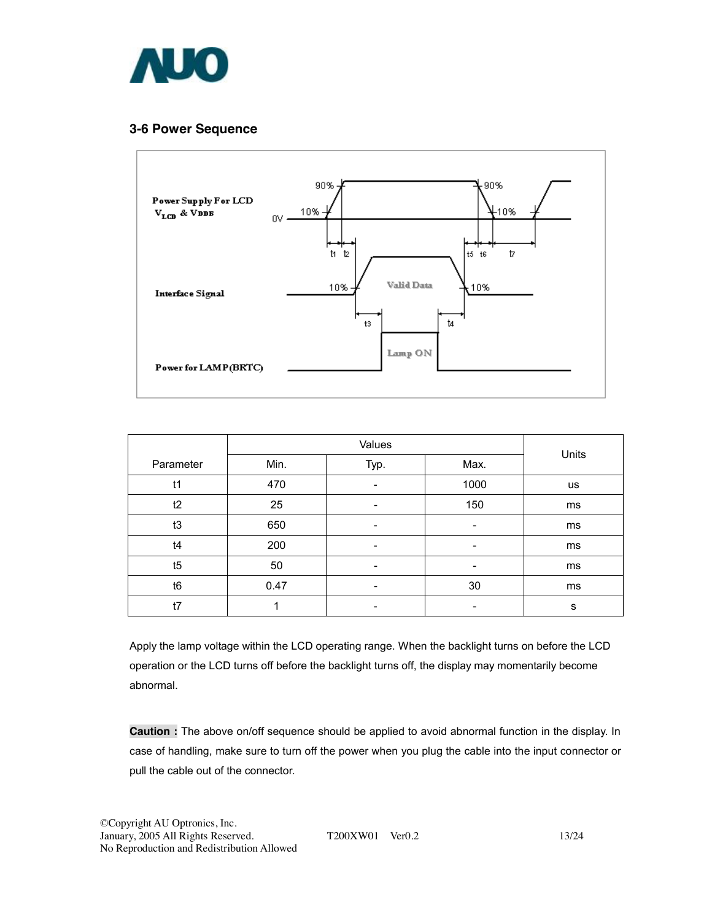## 3-6 Power Sequence

| Parameter | Values | | | Units |
|---|---|---|---|---|
| | Min. | Typ. | Max. | |
| t1 | 470 | - | 1000 | us |
| t2 | 25 | - | 150 | ms |
| t3 | 650 | - | - | ms |
| t4 | 200 | - | - | ms |
| t5 | 50 | - | - | ms |
| t6 | 0.47 | - | 30 | ms |
| t7 | 1 | - | - | s |

Apply the lamp voltage within the LCD operating range. When the backlight turns on before the LCD operation or the LCD turns off before the backlight turns off, the display may momentarily become abnormal.

**Caution :** The above on/off sequence should be applied to avoid abnormal function in the display. In case of handling, make sure to turn off the power when you plug the cable into the input connector or pull the cable out of the connector.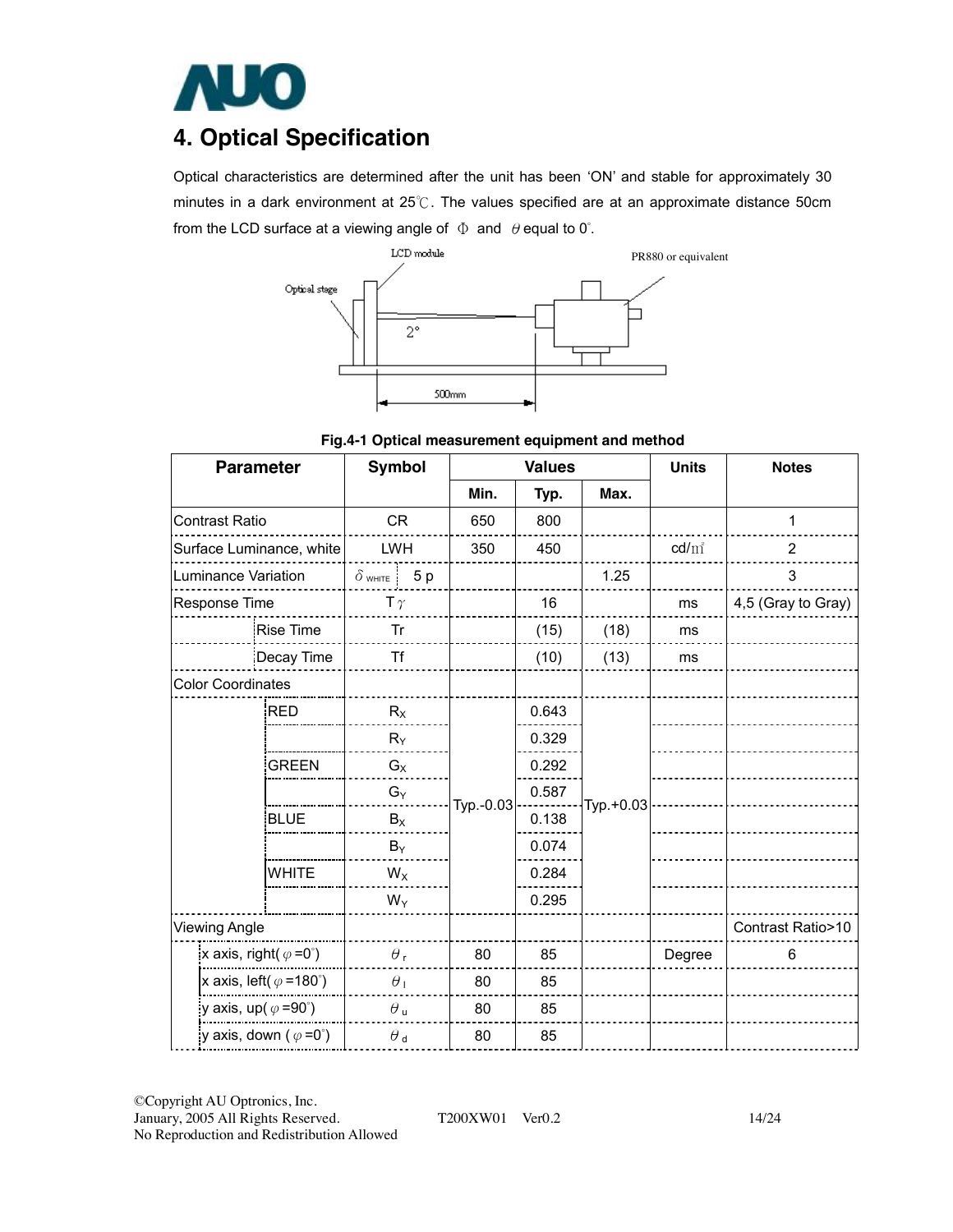# 4. Optical Specification

Optical characteristics are determined after the unit has been 'ON' and stable for approximately 30 minutes in a dark environment at 25℃. The values specified are at an approximate distance 50cm from the LCD surface at a viewing angle of Φ and θ equal to 0°.

LCD module

PR880 or equivalent

Optical stage

2°

500mm

**Fig.4-1 Optical measurement equipment and method**

| Parameter | | Symbol | Values | | | Units | Notes |
|---|---|---|---|---|---|---|---|
| | | | Min. | Typ. | Max. | | |
| Contrast Ratio | | CR | 650 | 800 | | | 1 |
| Surface Luminance, white | | LWH | 350 | 450 | | cd/㎡ | 2 |
| Luminance Variation | | $\delta_{WHITE}$ 5 p | | | 1.25 | | 3 |
| Response Time | | $T\gamma$ | | 16 | | ms | 4,5 (Gray to Gray) |
| | Rise Time | Tr | | (15) | (18) | ms | |
| | Decay Time | Tf | | (10) | (13) | ms | |
| Color Coordinates | | | | | | | |
| | RED | $R_X$ | Typ.-0.03 | 0.643 | Typ.+0.03 | | |
| | | $R_Y$ | | 0.329 | | | |
| | GREEN | $G_X$ | | 0.292 | | | |
| | | $G_Y$ | | 0.587 | | | |
| | BLUE | $B_X$ | | 0.138 | | | |
| | | $B_Y$ | | 0.074 | | | |
| | WHITE | $W_X$ | | 0.284 | | | |
| | | $W_Y$ | | 0.295 | | | |
| Viewing Angle | | | | | | | Contrast Ratio>10 |
| | x axis, right( $\varphi$ =0°) | $\theta_r$ | 80 | 85 | | Degree | 6 |
| | x axis, left( $\varphi$ =180°) | $\theta_l$ | 80 | 85 | | | |
| | y axis, up( $\varphi$ =90°) | $\theta_u$ | 80 | 85 | | | |
| | y axis, down ( $\varphi$ =0°) | $\theta_d$ | 80 | 85 | | | |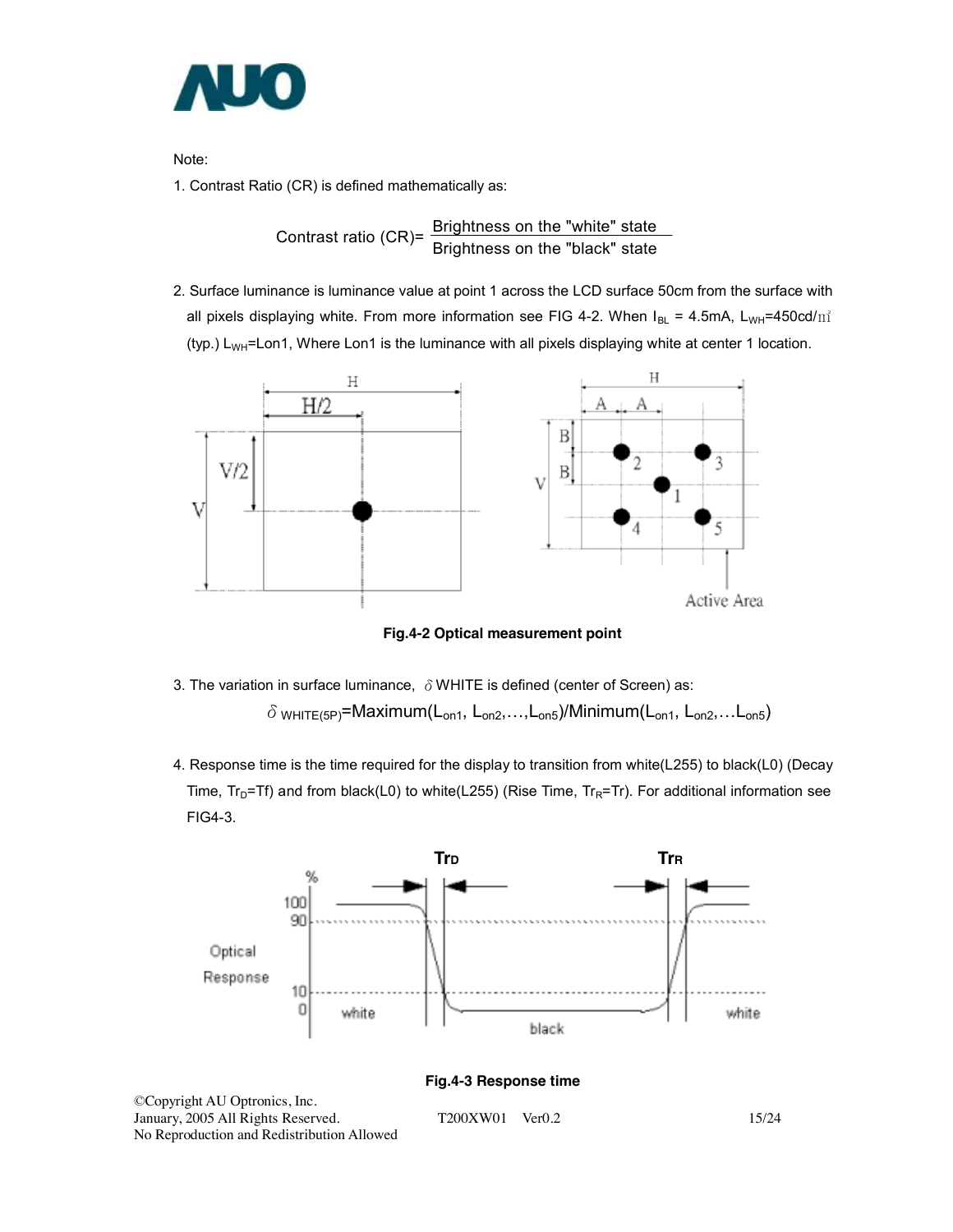Note:

1. Contrast Ratio (CR) is defined mathematically as:

$$\text{Contrast ratio (CR)} = \frac{\text{Brightness on the "white" state}}{\text{Brightness on the "black" state}}$$

2. Surface luminance is luminance value at point 1 across the LCD surface 50cm from the surface with all pixels displaying white. From more information see FIG 4-2. When $I_{BL}$ = 4.5mA, $L_{WH}$=450cd/㎡ (typ.) $L_{WH}$=Lon1, Where Lon1 is the luminance with all pixels displaying white at center 1 location.

**Fig.4-2 Optical measurement point**

3. The variation in surface luminance, $\delta$ WHITE is defined (center of Screen) as:

$$\delta_{WHITE(5P)} = \text{Maximum}(L_{on1}, L_{on2}, \ldots, L_{on5}) / \text{Minimum}(L_{on1}, L_{on2}, \ldots L_{on5})$$

4. Response time is the time required for the display to transition from white(L255) to black(L0) (Decay Time, $Tr_D$=Tf) and from black(L0) to white(L255) (Rise Time, $Tr_R$=Tr). For additional information see FIG4-3.

**Fig.4-3 Response time**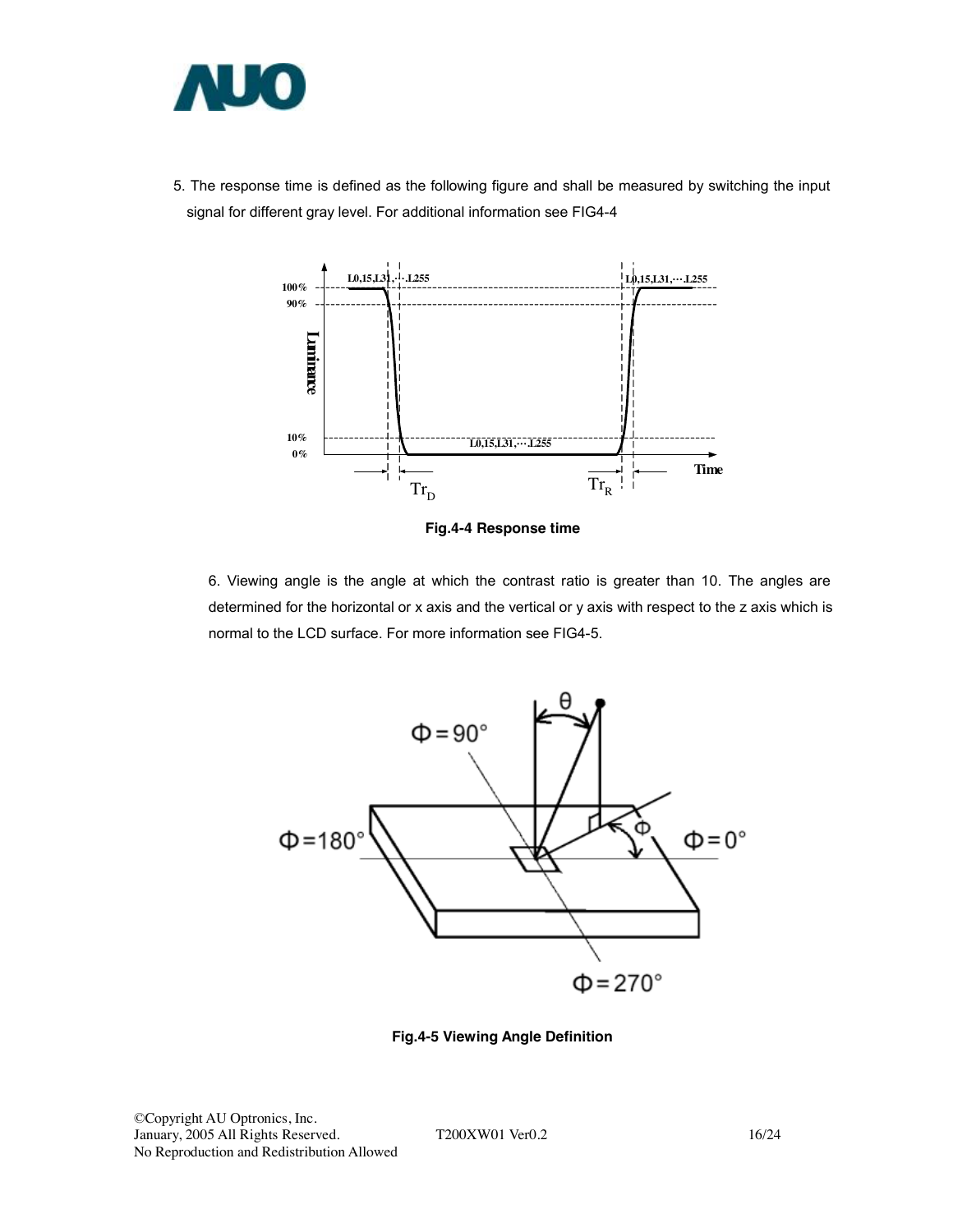5. The response time is defined as the following figure and shall be measured by switching the input signal for different gray level. For additional information see FIG4-4

**Fig.4-4 Response time**

6. Viewing angle is the angle at which the contrast ratio is greater than 10. The angles are determined for the horizontal or x axis and the vertical or y axis with respect to the z axis which is normal to the LCD surface. For more information see FIG4-5.

**Fig.4-5 Viewing Angle Definition**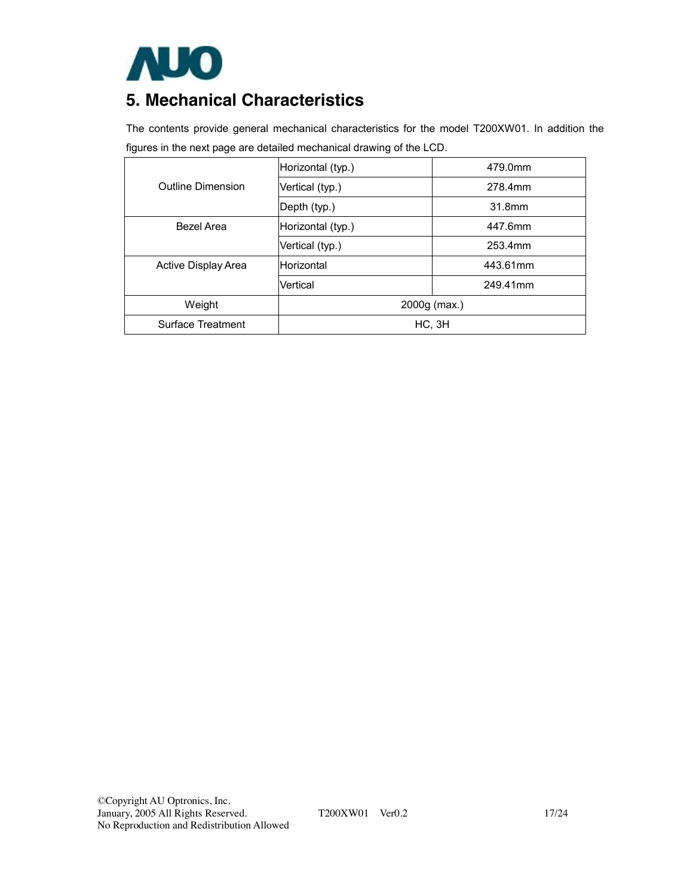## 5. Mechanical Characteristics

The contents provide general mechanical characteristics for the model T200XW01. In addition the figures in the next page are detailed mechanical drawing of the LCD.

| | | |
|---|---|---|
| Outline Dimension | Horizontal (typ.) | 479.0mm |
| | Vertical (typ.) | 278.4mm |
| | Depth (typ.) | 31.8mm |
| Bezel Area | Horizontal (typ.) | 447.6mm |
| | Vertical (typ.) | 253.4mm |
| Active Display Area | Horizontal | 443.61mm |
| | Vertical | 249.41mm |
| Weight | 2000g (max.) | |
| Surface Treatment | HC, 3H | |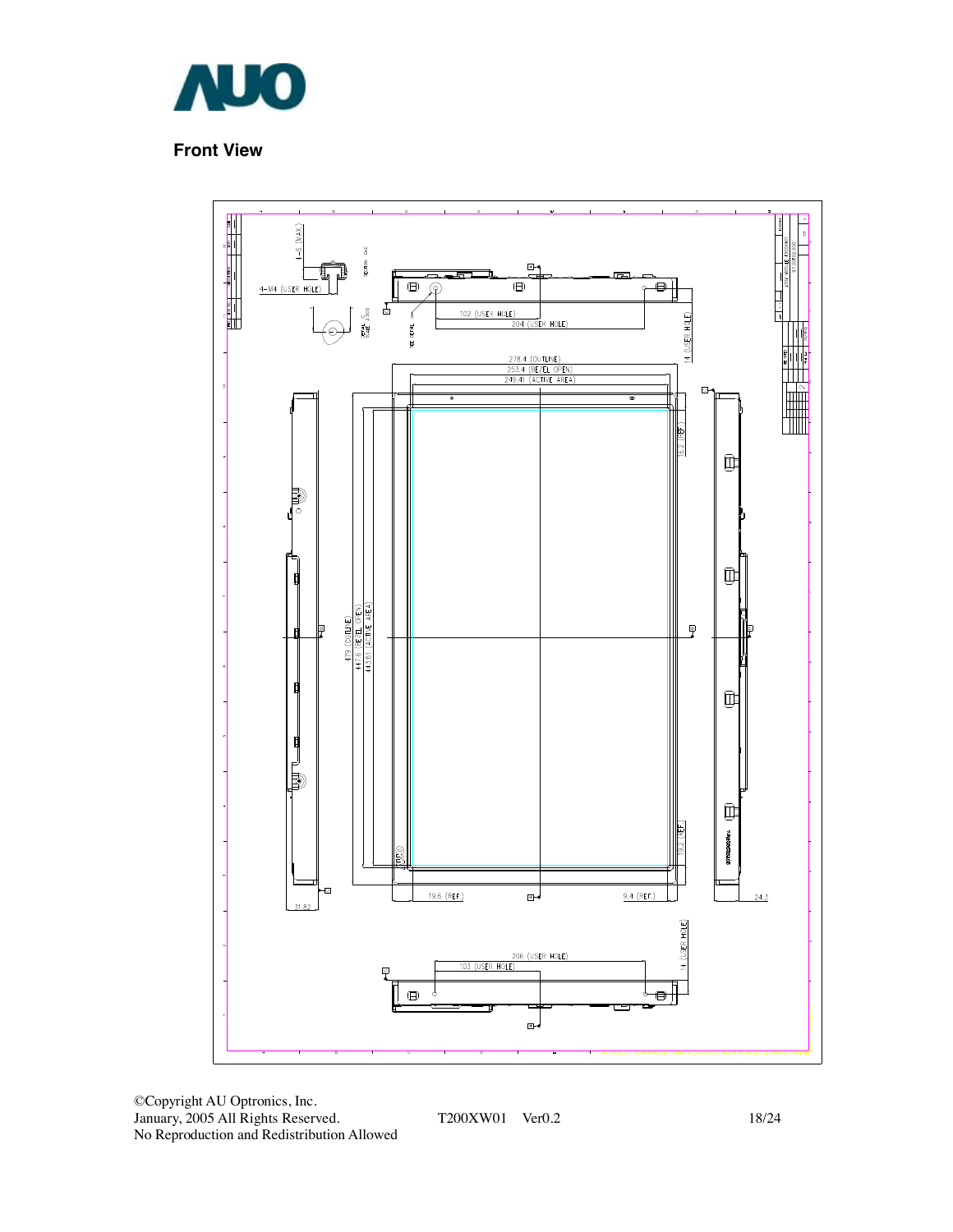## Front View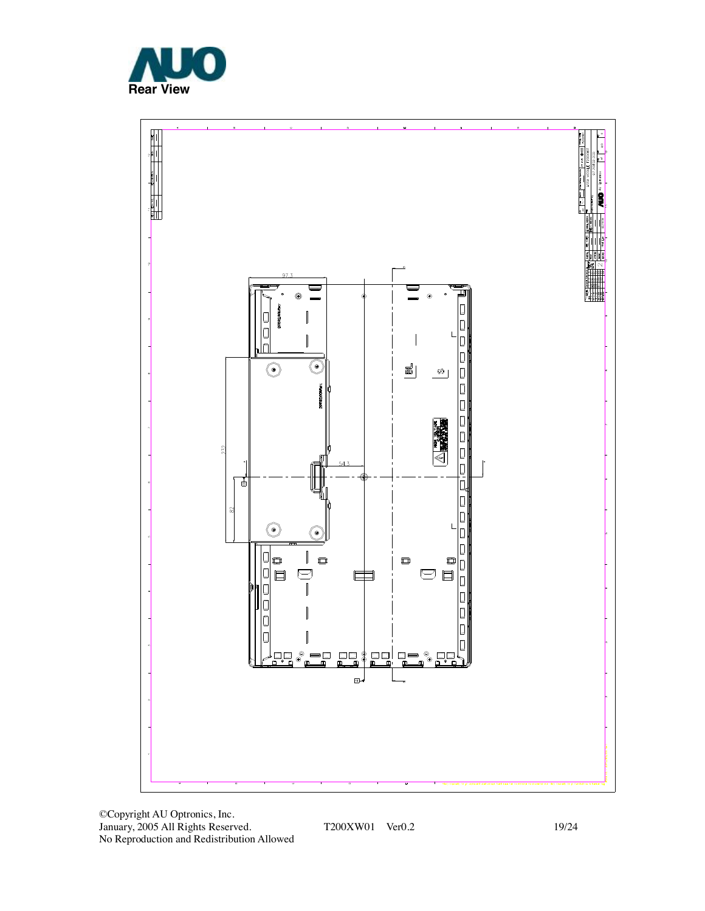Rear View

97.3

232

82

54.3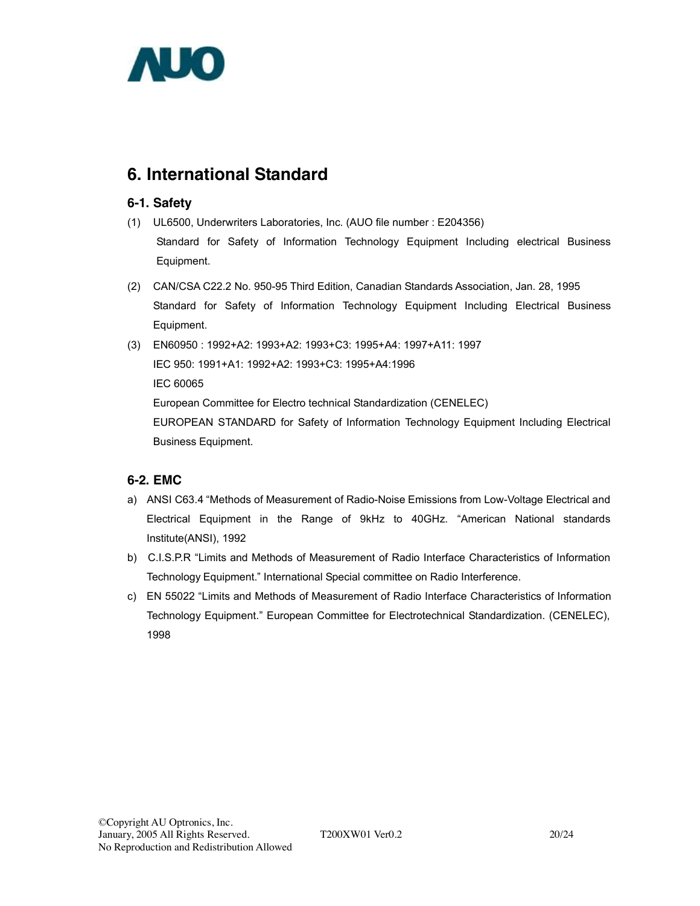# 6. International Standard

## 6-1. Safety

(1) UL6500, Underwriters Laboratories, Inc. (AUO file number : E204356)
Standard for Safety of Information Technology Equipment Including electrical Business Equipment.

(2) CAN/CSA C22.2 No. 950-95 Third Edition, Canadian Standards Association, Jan. 28, 1995
Standard for Safety of Information Technology Equipment Including Electrical Business Equipment.

(3) EN60950 : 1992+A2: 1993+A2: 1993+C3: 1995+A4: 1997+A11: 1997
IEC 950: 1991+A1: 1992+A2: 1993+C3: 1995+A4:1996
IEC 60065
European Committee for Electro technical Standardization (CENELEC)
EUROPEAN STANDARD for Safety of Information Technology Equipment Including Electrical Business Equipment.

## 6-2. EMC

a) ANSI C63.4 "Methods of Measurement of Radio-Noise Emissions from Low-Voltage Electrical and Electrical Equipment in the Range of 9kHz to 40GHz. "American National standards Institute(ANSI), 1992

b) C.I.S.P.R "Limits and Methods of Measurement of Radio Interface Characteristics of Information Technology Equipment." International Special committee on Radio Interference.

c) EN 55022 "Limits and Methods of Measurement of Radio Interface Characteristics of Information Technology Equipment." European Committee for Electrotechnical Standardization. (CENELEC), 1998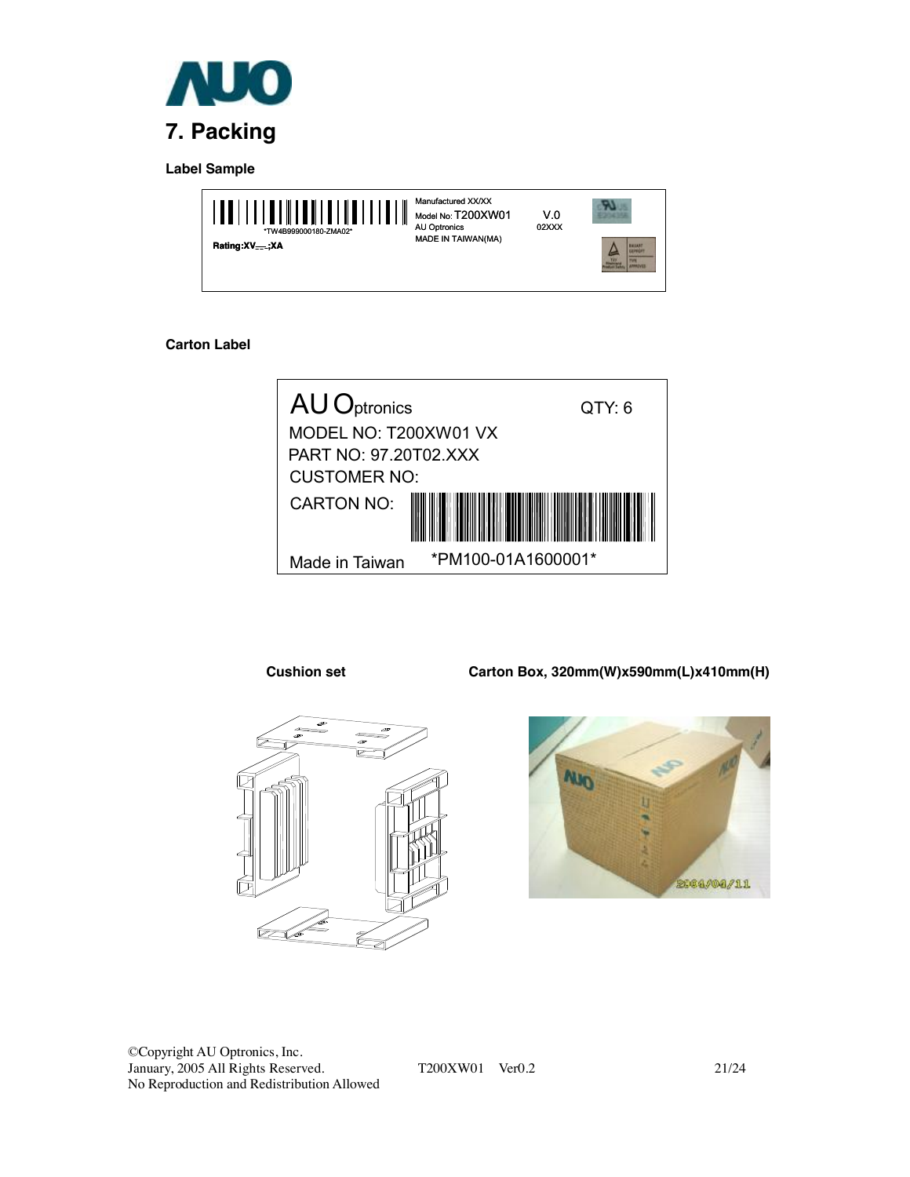# 7. Packing

**Label Sample**

*TW4B999000180-ZMA02*

Rating:XV___;XA

Manufactured XX/XX
Model No: T200XW01 V.0
AU Optronics 02XXX
MADE IN TAIWAN(MA)

**Carton Label**

AU Optronics QTY: 6
MODEL NO: T200XW01 VX
PART NO: 97.20T02.XXX
CUSTOMER NO:
CARTON NO:
Made in Taiwan *PM100-01A1600001*

**Cushion set**

**Carton Box, 320mm(W)x590mm(L)x410mm(H)**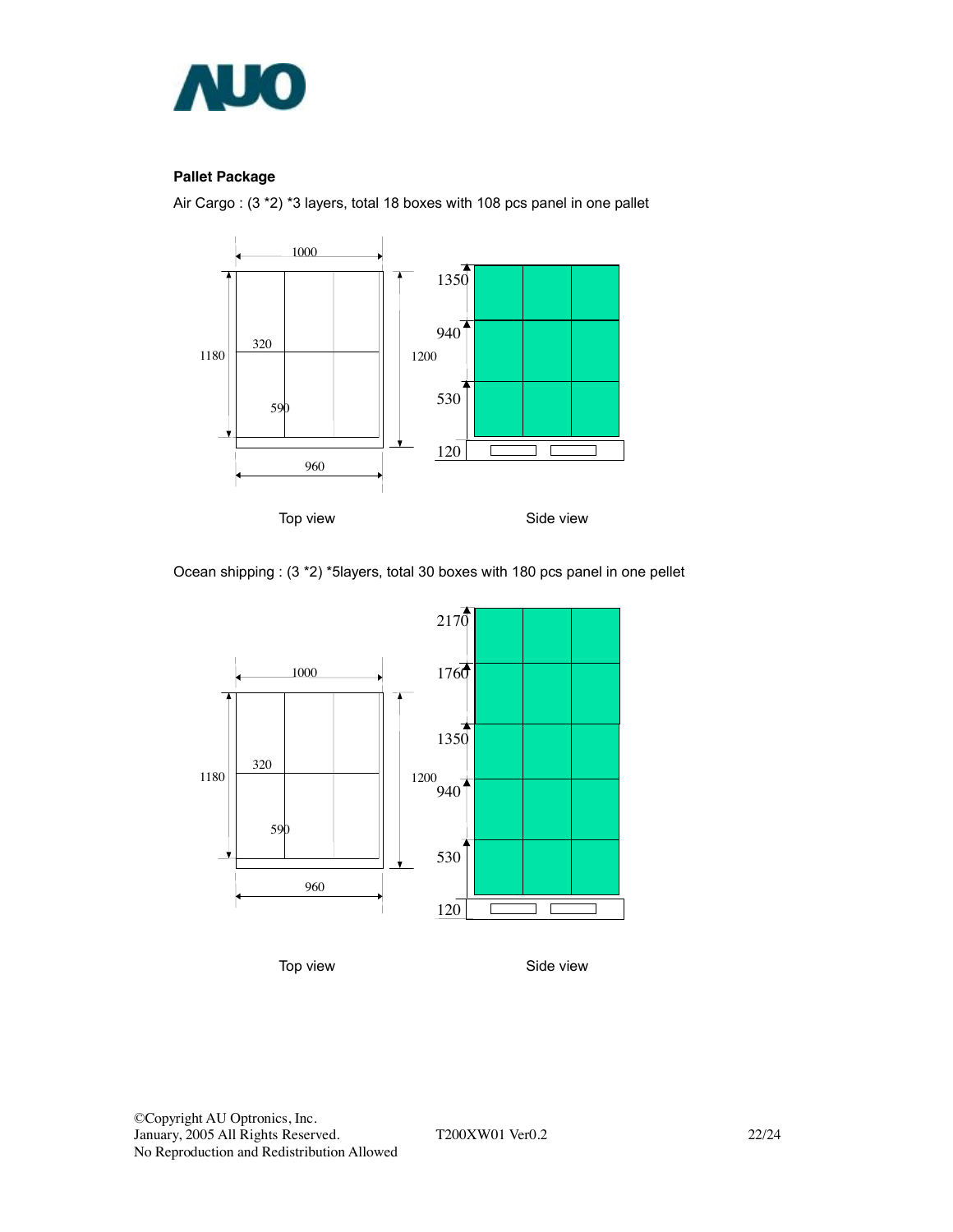**Pallet Package**

Air Cargo : (3 *2) *3 layers, total 18 boxes with 108 pcs panel in one pallet

1000

1350

940

320

1180

1200

530

590

120

960

Top view

Side view

Ocean shipping : (3 *2) *5layers, total 30 boxes with 180 pcs panel in one pellet

2170

1760

1000

1350

320

1180

1200

940

590

530

960

120

Top view

Side view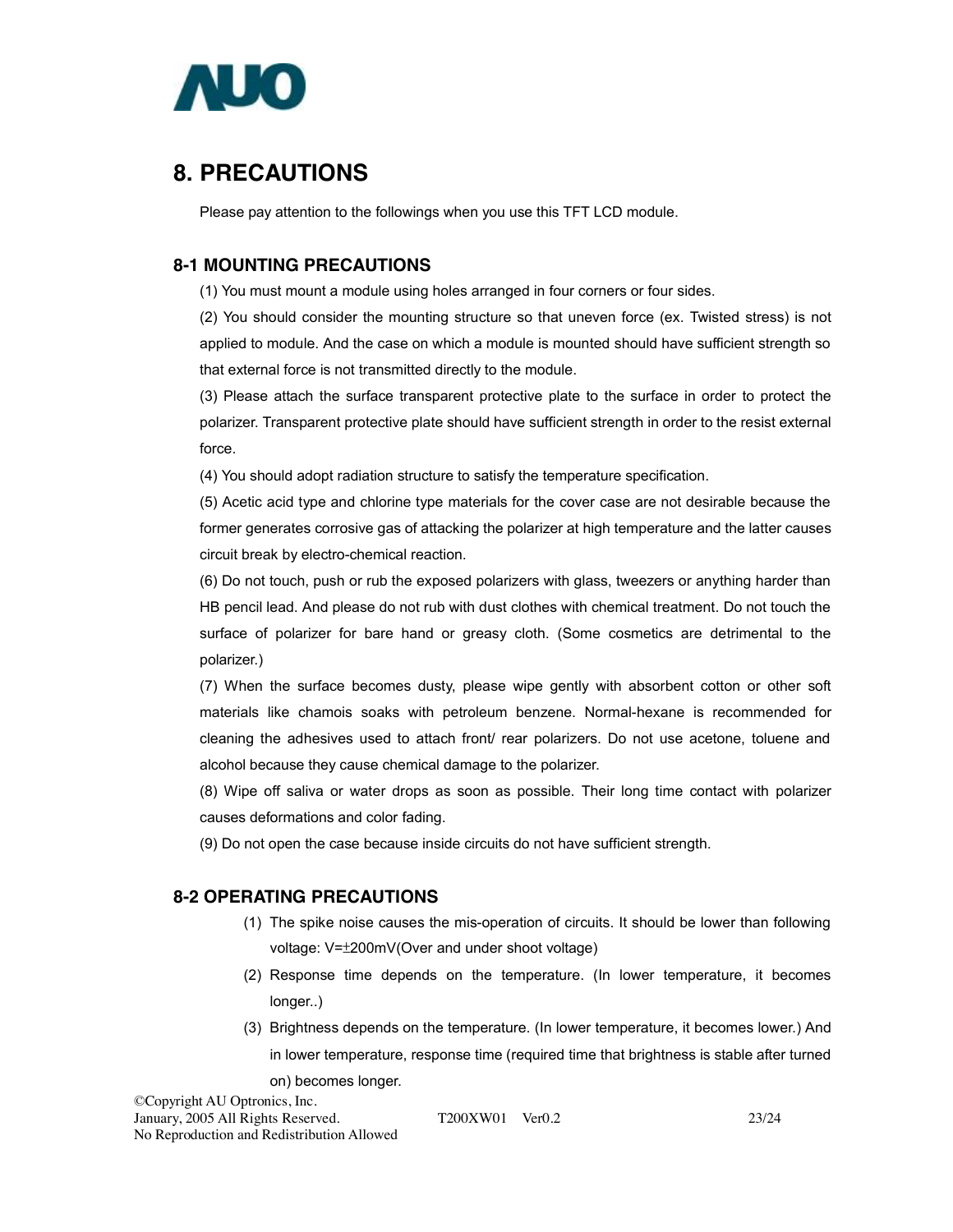# 8. PRECAUTIONS

Please pay attention to the followings when you use this TFT LCD module.

## 8-1 MOUNTING PRECAUTIONS

(1) You must mount a module using holes arranged in four corners or four sides.

(2) You should consider the mounting structure so that uneven force (ex. Twisted stress) is not applied to module. And the case on which a module is mounted should have sufficient strength so that external force is not transmitted directly to the module.

(3) Please attach the surface transparent protective plate to the surface in order to protect the polarizer. Transparent protective plate should have sufficient strength in order to the resist external force.

(4) You should adopt radiation structure to satisfy the temperature specification.

(5) Acetic acid type and chlorine type materials for the cover case are not desirable because the former generates corrosive gas of attacking the polarizer at high temperature and the latter causes circuit break by electro-chemical reaction.

(6) Do not touch, push or rub the exposed polarizers with glass, tweezers or anything harder than HB pencil lead. And please do not rub with dust clothes with chemical treatment. Do not touch the surface of polarizer for bare hand or greasy cloth. (Some cosmetics are detrimental to the polarizer.)

(7) When the surface becomes dusty, please wipe gently with absorbent cotton or other soft materials like chamois soaks with petroleum benzene. Normal-hexane is recommended for cleaning the adhesives used to attach front/ rear polarizers. Do not use acetone, toluene and alcohol because they cause chemical damage to the polarizer.

(8) Wipe off saliva or water drops as soon as possible. Their long time contact with polarizer causes deformations and color fading.

(9) Do not open the case because inside circuits do not have sufficient strength.

## 8-2 OPERATING PRECAUTIONS

(1) The spike noise causes the mis-operation of circuits. It should be lower than following voltage: V=±200mV(Over and under shoot voltage)

(2) Response time depends on the temperature. (In lower temperature, it becomes longer..)

(3) Brightness depends on the temperature. (In lower temperature, it becomes lower.) And in lower temperature, response time (required time that brightness is stable after turned on) becomes longer.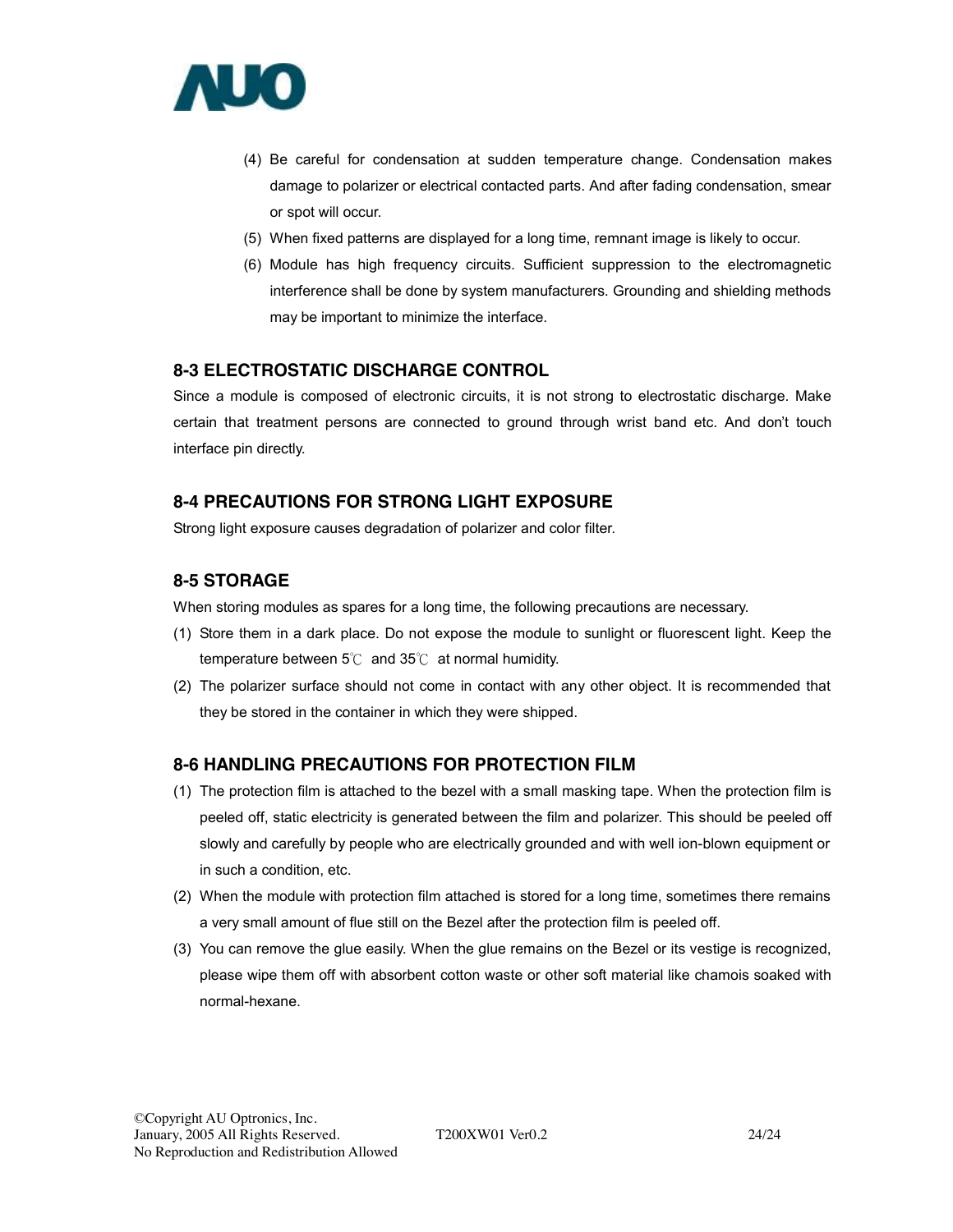(4) Be careful for condensation at sudden temperature change. Condensation makes damage to polarizer or electrical contacted parts. And after fading condensation, smear or spot will occur.

(5) When fixed patterns are displayed for a long time, remnant image is likely to occur.

(6) Module has high frequency circuits. Sufficient suppression to the electromagnetic interference shall be done by system manufacturers. Grounding and shielding methods may be important to minimize the interface.

## 8-3 ELECTROSTATIC DISCHARGE CONTROL

Since a module is composed of electronic circuits, it is not strong to electrostatic discharge. Make certain that treatment persons are connected to ground through wrist band etc. And don't touch interface pin directly.

## 8-4 PRECAUTIONS FOR STRONG LIGHT EXPOSURE

Strong light exposure causes degradation of polarizer and color filter.

## 8-5 STORAGE

When storing modules as spares for a long time, the following precautions are necessary.

(1) Store them in a dark place. Do not expose the module to sunlight or fluorescent light. Keep the temperature between 5℃ and 35℃ at normal humidity.

(2) The polarizer surface should not come in contact with any other object. It is recommended that they be stored in the container in which they were shipped.

## 8-6 HANDLING PRECAUTIONS FOR PROTECTION FILM

(1) The protection film is attached to the bezel with a small masking tape. When the protection film is peeled off, static electricity is generated between the film and polarizer. This should be peeled off slowly and carefully by people who are electrically grounded and with well ion-blown equipment or in such a condition, etc.

(2) When the module with protection film attached is stored for a long time, sometimes there remains a very small amount of flue still on the Bezel after the protection film is peeled off.

(3) You can remove the glue easily. When the glue remains on the Bezel or its vestige is recognized, please wipe them off with absorbent cotton waste or other soft material like chamois soaked with normal-hexane.